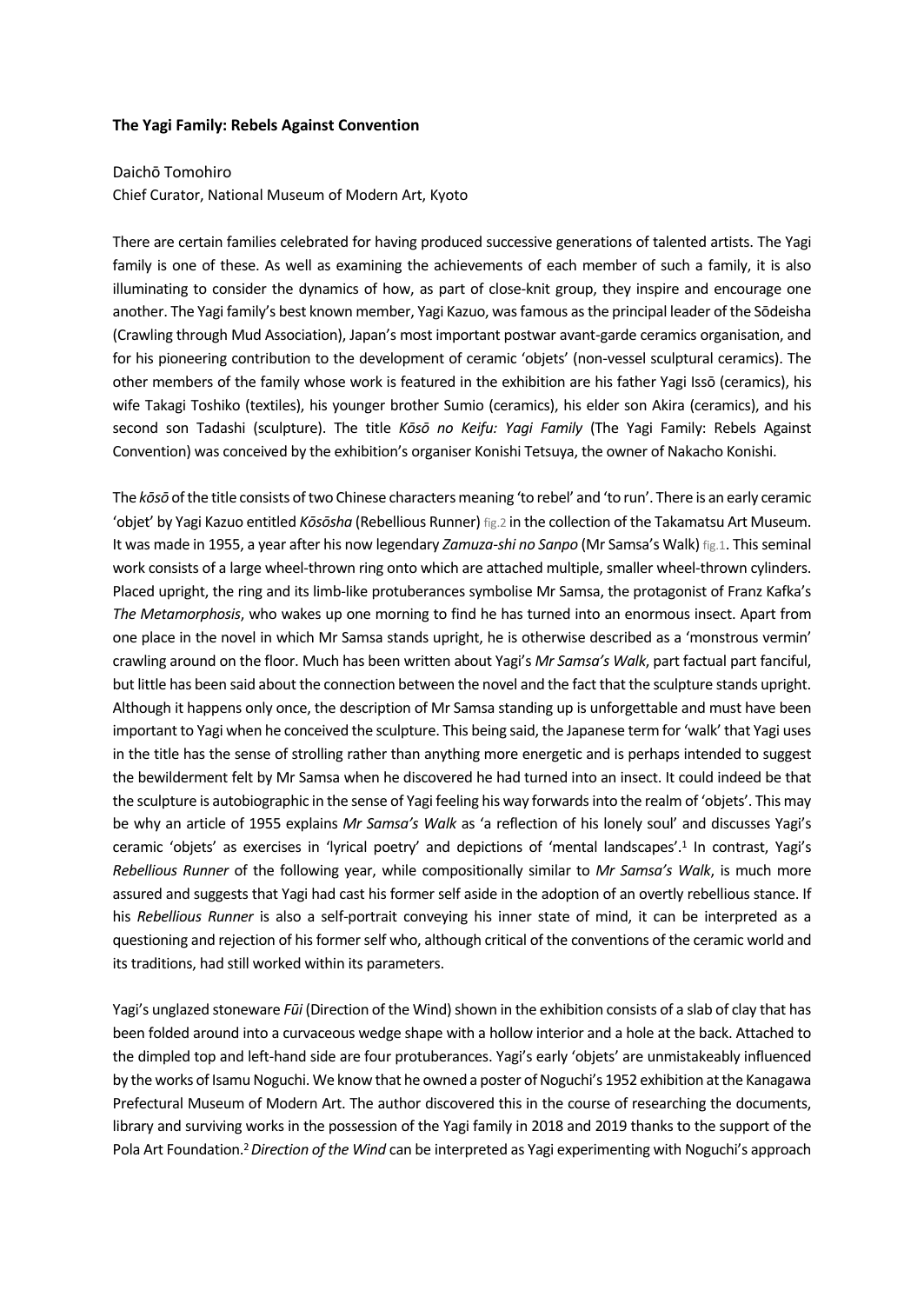**The Yagi Family: Rebels Against Convention**

Daichō Tomohiro
Chief Curator, National Museum of Modern Art, Kyoto

There are certain families celebrated for having produced successive generations of talented artists. The Yagi family is one of these. As well as examining the achievements of each member of such a family, it is also illuminating to consider the dynamics of how, as part of close-knit group, they inspire and encourage one another. The Yagi family's best known member, Yagi Kazuo, was famous as the principal leader of the Sōdeisha (Crawling through Mud Association), Japan's most important postwar avant-garde ceramics organisation, and for his pioneering contribution to the development of ceramic 'objets' (non-vessel sculptural ceramics). The other members of the family whose work is featured in the exhibition are his father Yagi Issō (ceramics), his wife Takagi Toshiko (textiles), his younger brother Sumio (ceramics), his elder son Akira (ceramics), and his second son Tadashi (sculpture). The title *Kōsō no Keifu: Yagi Family* (The Yagi Family: Rebels Against Convention) was conceived by the exhibition's organiser Konishi Tetsuya, the owner of Nakacho Konishi.

The *kōsō* of the title consists of two Chinese characters meaning 'to rebel' and 'to run'. There is an early ceramic 'objet' by Yagi Kazuo entitled *Kōsōsha* (Rebellious Runner) fig.2 in the collection of the Takamatsu Art Museum. It was made in 1955, a year after his now legendary *Zamuza-shi no Sanpo* (Mr Samsa's Walk) fig.1. This seminal work consists of a large wheel-thrown ring onto which are attached multiple, smaller wheel-thrown cylinders. Placed upright, the ring and its limb-like protuberances symbolise Mr Samsa, the protagonist of Franz Kafka's *The Metamorphosis*, who wakes up one morning to find he has turned into an enormous insect. Apart from one place in the novel in which Mr Samsa stands upright, he is otherwise described as a 'monstrous vermin' crawling around on the floor. Much has been written about Yagi's *Mr Samsa's Walk*, part factual part fanciful, but little has been said about the connection between the novel and the fact that the sculpture stands upright. Although it happens only once, the description of Mr Samsa standing up is unforgettable and must have been important to Yagi when he conceived the sculpture. This being said, the Japanese term for 'walk' that Yagi uses in the title has the sense of strolling rather than anything more energetic and is perhaps intended to suggest the bewilderment felt by Mr Samsa when he discovered he had turned into an insect. It could indeed be that the sculpture is autobiographic in the sense of Yagi feeling his way forwards into the realm of 'objets'. This may be why an article of 1955 explains *Mr Samsa's Walk* as 'a reflection of his lonely soul' and discusses Yagi's ceramic 'objets' as exercises in 'lyrical poetry' and depictions of 'mental landscapes'.[1] In contrast, Yagi's *Rebellious Runner* of the following year, while compositionally similar to *Mr Samsa's Walk*, is much more assured and suggests that Yagi had cast his former self aside in the adoption of an overtly rebellious stance. If his *Rebellious Runner* is also a self-portrait conveying his inner state of mind, it can be interpreted as a questioning and rejection of his former self who, although critical of the conventions of the ceramic world and its traditions, had still worked within its parameters.

Yagi's unglazed stoneware *Fūi* (Direction of the Wind) shown in the exhibition consists of a slab of clay that has been folded around into a curvaceous wedge shape with a hollow interior and a hole at the back. Attached to the dimpled top and left-hand side are four protuberances. Yagi's early 'objets' are unmistakeably influenced by the works of Isamu Noguchi. We know that he owned a poster of Noguchi's 1952 exhibition at the Kanagawa Prefectural Museum of Modern Art. The author discovered this in the course of researching the documents, library and surviving works in the possession of the Yagi family in 2018 and 2019 thanks to the support of the Pola Art Foundation.[2] *Direction of the Wind* can be interpreted as Yagi experimenting with Noguchi's approach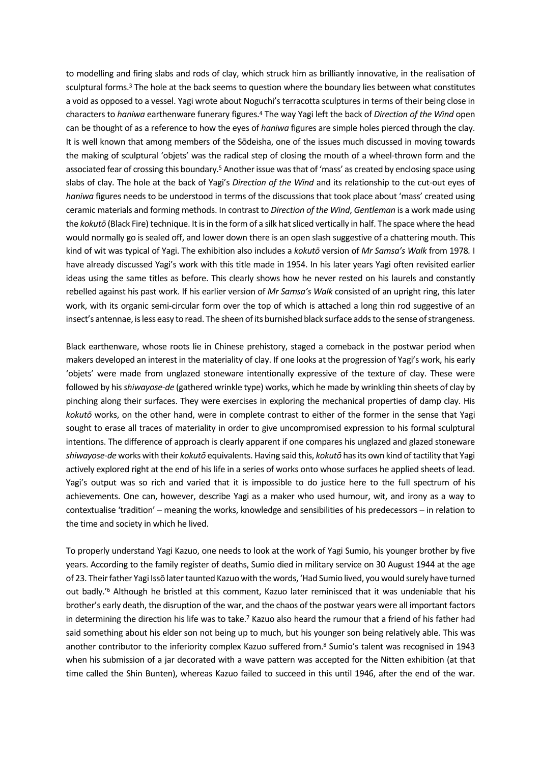to modelling and firing slabs and rods of clay, which struck him as brilliantly innovative, in the realisation of sculptural forms.[3] The hole at the back seems to question where the boundary lies between what constitutes a void as opposed to a vessel. Yagi wrote about Noguchi's terracotta sculptures in terms of their being close in characters to *haniwa* earthenware funerary figures.[4] The way Yagi left the back of *Direction of the Wind* open can be thought of as a reference to how the eyes of *haniwa* figures are simple holes pierced through the clay. It is well known that among members of the Sōdeisha, one of the issues much discussed in moving towards the making of sculptural 'objets' was the radical step of closing the mouth of a wheel-thrown form and the associated fear of crossing this boundary.[5] Another issue was that of 'mass' as created by enclosing space using slabs of clay. The hole at the back of Yagi's *Direction of the Wind* and its relationship to the cut-out eyes of *haniwa* figures needs to be understood in terms of the discussions that took place about 'mass' created using ceramic materials and forming methods. In contrast to *Direction of the Wind*, *Gentleman* is a work made using the *kokutō* (Black Fire) technique. It is in the form of a silk hat sliced vertically in half. The space where the head would normally go is sealed off, and lower down there is an open slash suggestive of a chattering mouth. This kind of wit was typical of Yagi. The exhibition also includes a *kokutō* version of *Mr Samsa's Walk* from 1978. I have already discussed Yagi's work with this title made in 1954. In his later years Yagi often revisited earlier ideas using the same titles as before. This clearly shows how he never rested on his laurels and constantly rebelled against his past work. If his earlier version of *Mr Samsa's Walk* consisted of an upright ring, this later work, with its organic semi-circular form over the top of which is attached a long thin rod suggestive of an insect's antennae, is less easy to read. The sheen of its burnished black surface adds to the sense of strangeness.

Black earthenware, whose roots lie in Chinese prehistory, staged a comeback in the postwar period when makers developed an interest in the materiality of clay. If one looks at the progression of Yagi's work, his early 'objets' were made from unglazed stoneware intentionally expressive of the texture of clay. These were followed by his *shiwayose-de* (gathered wrinkle type) works, which he made by wrinkling thin sheets of clay by pinching along their surfaces. They were exercises in exploring the mechanical properties of damp clay. His *kokutō* works, on the other hand, were in complete contrast to either of the former in the sense that Yagi sought to erase all traces of materiality in order to give uncompromised expression to his formal sculptural intentions. The difference of approach is clearly apparent if one compares his unglazed and glazed stoneware *shiwayose-de* works with their *kokutō* equivalents. Having said this, *kokutō* has its own kind of tactility that Yagi actively explored right at the end of his life in a series of works onto whose surfaces he applied sheets of lead. Yagi's output was so rich and varied that it is impossible to do justice here to the full spectrum of his achievements. One can, however, describe Yagi as a maker who used humour, wit, and irony as a way to contextualise 'tradition' – meaning the works, knowledge and sensibilities of his predecessors – in relation to the time and society in which he lived.

To properly understand Yagi Kazuo, one needs to look at the work of Yagi Sumio, his younger brother by five years. According to the family register of deaths, Sumio died in military service on 30 August 1944 at the age of 23. Their father Yagi Issō later taunted Kazuo with the words, 'Had Sumio lived, you would surely have turned out badly.'[6] Although he bristled at this comment, Kazuo later reminisced that it was undeniable that his brother's early death, the disruption of the war, and the chaos of the postwar years were all important factors in determining the direction his life was to take.[7] Kazuo also heard the rumour that a friend of his father had said something about his elder son not being up to much, but his younger son being relatively able. This was another contributor to the inferiority complex Kazuo suffered from.[8] Sumio's talent was recognised in 1943 when his submission of a jar decorated with a wave pattern was accepted for the Nitten exhibition (at that time called the Shin Bunten), whereas Kazuo failed to succeed in this until 1946, after the end of the war.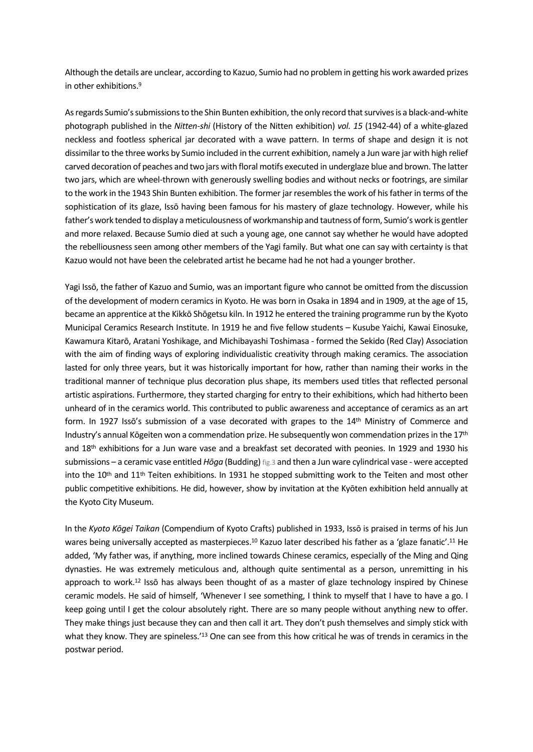Although the details are unclear, according to Kazuo, Sumio had no problem in getting his work awarded prizes in other exhibitions.[9]

As regards Sumio's submissions to the Shin Bunten exhibition, the only record that survives is a black-and-white photograph published in the *Nitten-shi* (History of the Nitten exhibition) *vol. 15* (1942-44) of a white-glazed neckless and footless spherical jar decorated with a wave pattern. In terms of shape and design it is not dissimilar to the three works by Sumio included in the current exhibition, namely a Jun ware jar with high relief carved decoration of peaches and two jars with floral motifs executed in underglaze blue and brown. The latter two jars, which are wheel-thrown with generously swelling bodies and without necks or footrings, are similar to the work in the 1943 Shin Bunten exhibition. The former jar resembles the work of his father in terms of the sophistication of its glaze, Issō having been famous for his mastery of glaze technology. However, while his father's work tended to display a meticulousness of workmanship and tautness of form, Sumio's work is gentler and more relaxed. Because Sumio died at such a young age, one cannot say whether he would have adopted the rebelliousness seen among other members of the Yagi family. But what one can say with certainty is that Kazuo would not have been the celebrated artist he became had he not had a younger brother.

Yagi Issō, the father of Kazuo and Sumio, was an important figure who cannot be omitted from the discussion of the development of modern ceramics in Kyoto. He was born in Osaka in 1894 and in 1909, at the age of 15, became an apprentice at the Kikkō Shōgetsu kiln. In 1912 he entered the training programme run by the Kyoto Municipal Ceramics Research Institute. In 1919 he and five fellow students – Kusube Yaichi, Kawai Einosuke, Kawamura Kitarō, Aratani Yoshikage, and Michibayashi Toshimasa - formed the Sekido (Red Clay) Association with the aim of finding ways of exploring individualistic creativity through making ceramics. The association lasted for only three years, but it was historically important for how, rather than naming their works in the traditional manner of technique plus decoration plus shape, its members used titles that reflected personal artistic aspirations. Furthermore, they started charging for entry to their exhibitions, which had hitherto been unheard of in the ceramics world. This contributed to public awareness and acceptance of ceramics as an art form. In 1927 Issō's submission of a vase decorated with grapes to the 14th Ministry of Commerce and Industry's annual Kōgeiten won a commendation prize. He subsequently won commendation prizes in the 17th and 18th exhibitions for a Jun ware vase and a breakfast set decorated with peonies. In 1929 and 1930 his submissions – a ceramic vase entitled *Hōga* (Budding) fig.3 and then a Jun ware cylindrical vase - were accepted into the 10th and 11th Teiten exhibitions. In 1931 he stopped submitting work to the Teiten and most other public competitive exhibitions. He did, however, show by invitation at the Kyōten exhibition held annually at the Kyoto City Museum.

In the *Kyoto Kōgei Taikan* (Compendium of Kyoto Crafts) published in 1933, Issō is praised in terms of his Jun wares being universally accepted as masterpieces.[10] Kazuo later described his father as a 'glaze fanatic'.[11] He added, 'My father was, if anything, more inclined towards Chinese ceramics, especially of the Ming and Qing dynasties. He was extremely meticulous and, although quite sentimental as a person, unremitting in his approach to work.[12] Issō has always been thought of as a master of glaze technology inspired by Chinese ceramic models. He said of himself, 'Whenever I see something, I think to myself that I have to have a go. I keep going until I get the colour absolutely right. There are so many people without anything new to offer. They make things just because they can and then call it art. They don't push themselves and simply stick with what they know. They are spineless.'[13] One can see from this how critical he was of trends in ceramics in the postwar period.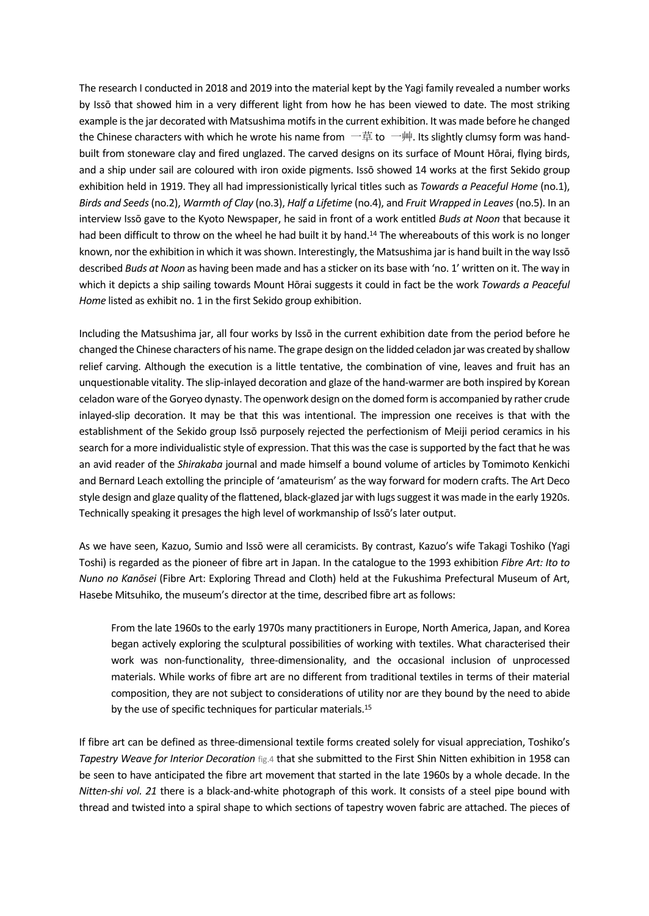The research I conducted in 2018 and 2019 into the material kept by the Yagi family revealed a number works by Issō that showed him in a very different light from how he has been viewed to date. The most striking example is the jar decorated with Matsushima motifs in the current exhibition. It was made before he changed the Chinese characters with which he wrote his name from 一草 to 一艸. Its slightly clumsy form was hand-built from stoneware clay and fired unglazed. The carved designs on its surface of Mount Hōrai, flying birds, and a ship under sail are coloured with iron oxide pigments. Issō showed 14 works at the first Sekido group exhibition held in 1919. They all had impressionistically lyrical titles such as *Towards a Peaceful Home* (no.1), *Birds and Seeds* (no.2), *Warmth of Clay* (no.3), *Half a Lifetime* (no.4), and *Fruit Wrapped in Leaves* (no.5). In an interview Issō gave to the Kyoto Newspaper, he said in front of a work entitled *Buds at Noon* that because it had been difficult to throw on the wheel he had built it by hand.[14] The whereabouts of this work is no longer known, nor the exhibition in which it was shown. Interestingly, the Matsushima jar is hand built in the way Issō described *Buds at Noon* as having been made and has a sticker on its base with 'no. 1' written on it. The way in which it depicts a ship sailing towards Mount Hōrai suggests it could in fact be the work *Towards a Peaceful Home* listed as exhibit no. 1 in the first Sekido group exhibition.

Including the Matsushima jar, all four works by Issō in the current exhibition date from the period before he changed the Chinese characters of his name. The grape design on the lidded celadon jar was created by shallow relief carving. Although the execution is a little tentative, the combination of vine, leaves and fruit has an unquestionable vitality. The slip-inlayed decoration and glaze of the hand-warmer are both inspired by Korean celadon ware of the Goryeo dynasty. The openwork design on the domed form is accompanied by rather crude inlayed-slip decoration. It may be that this was intentional. The impression one receives is that with the establishment of the Sekido group Issō purposely rejected the perfectionism of Meiji period ceramics in his search for a more individualistic style of expression. That this was the case is supported by the fact that he was an avid reader of the *Shirakaba* journal and made himself a bound volume of articles by Tomimoto Kenkichi and Bernard Leach extolling the principle of 'amateurism' as the way forward for modern crafts. The Art Deco style design and glaze quality of the flattened, black-glazed jar with lugs suggest it was made in the early 1920s. Technically speaking it presages the high level of workmanship of Issō's later output.

As we have seen, Kazuo, Sumio and Issō were all ceramicists. By contrast, Kazuo's wife Takagi Toshiko (Yagi Toshi) is regarded as the pioneer of fibre art in Japan. In the catalogue to the 1993 exhibition *Fibre Art: Ito to Nuno no Kanōsei* (Fibre Art: Exploring Thread and Cloth) held at the Fukushima Prefectural Museum of Art, Hasebe Mitsuhiko, the museum's director at the time, described fibre art as follows:

> From the late 1960s to the early 1970s many practitioners in Europe, North America, Japan, and Korea began actively exploring the sculptural possibilities of working with textiles. What characterised their work was non-functionality, three-dimensionality, and the occasional inclusion of unprocessed materials. While works of fibre art are no different from traditional textiles in terms of their material composition, they are not subject to considerations of utility nor are they bound by the need to abide by the use of specific techniques for particular materials.[15]

If fibre art can be defined as three-dimensional textile forms created solely for visual appreciation, Toshiko's *Tapestry Weave for Interior Decoration* fig.4 that she submitted to the First Shin Nitten exhibition in 1958 can be seen to have anticipated the fibre art movement that started in the late 1960s by a whole decade. In the *Nitten-shi vol. 21* there is a black-and-white photograph of this work. It consists of a steel pipe bound with thread and twisted into a spiral shape to which sections of tapestry woven fabric are attached. The pieces of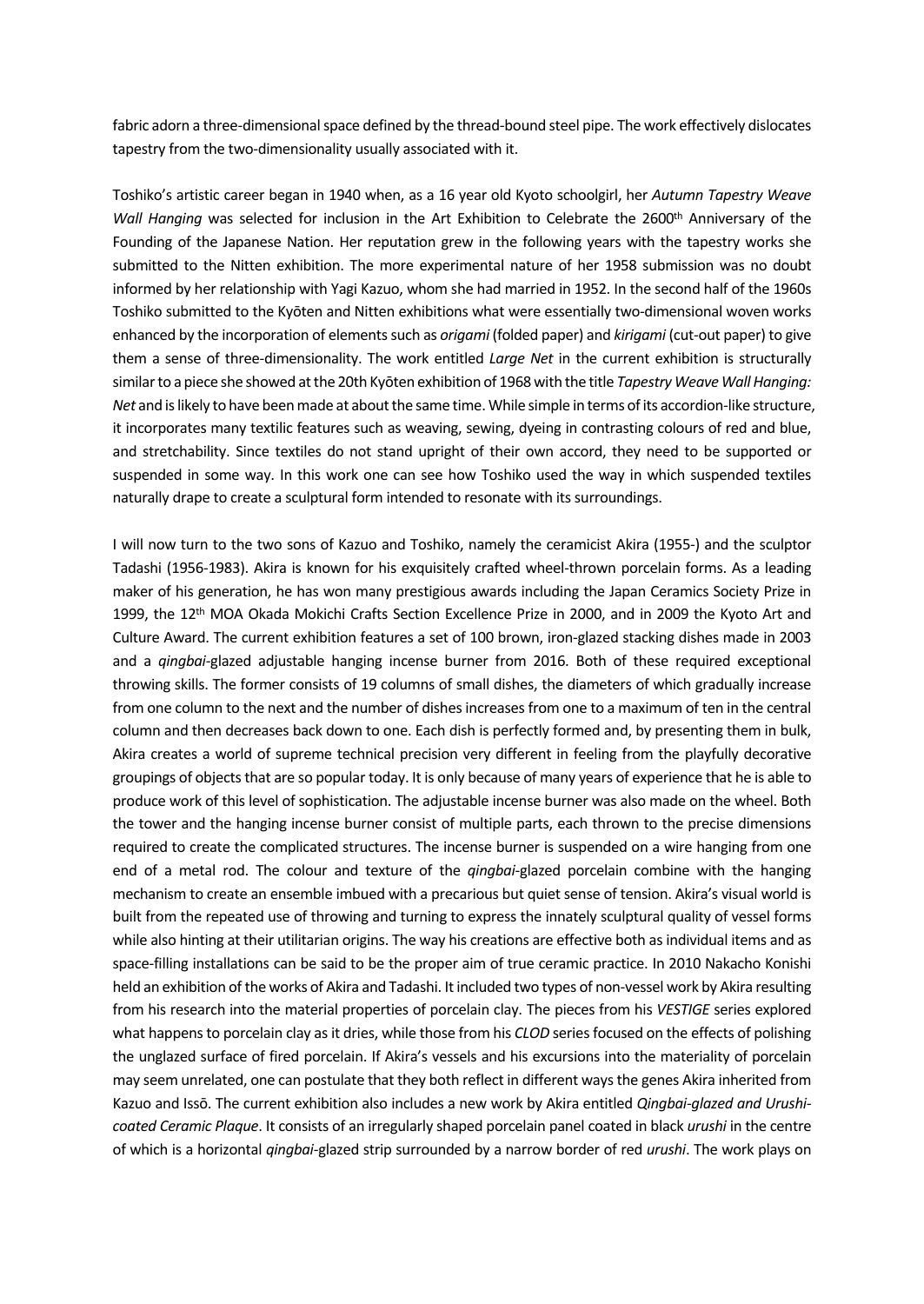fabric adorn a three-dimensional space defined by the thread-bound steel pipe. The work effectively dislocates tapestry from the two-dimensionality usually associated with it.

Toshiko's artistic career began in 1940 when, as a 16 year old Kyoto schoolgirl, her *Autumn Tapestry Weave Wall Hanging* was selected for inclusion in the Art Exhibition to Celebrate the 2600th Anniversary of the Founding of the Japanese Nation. Her reputation grew in the following years with the tapestry works she submitted to the Nitten exhibition. The more experimental nature of her 1958 submission was no doubt informed by her relationship with Yagi Kazuo, whom she had married in 1952. In the second half of the 1960s Toshiko submitted to the Kyōten and Nitten exhibitions what were essentially two-dimensional woven works enhanced by the incorporation of elements such as *origami* (folded paper) and *kirigami* (cut-out paper) to give them a sense of three-dimensionality. The work entitled *Large Net* in the current exhibition is structurally similar to a piece she showed at the 20th Kyōten exhibition of 1968 with the title *Tapestry Weave Wall Hanging: Net* and is likely to have been made at about the same time. While simple in terms of its accordion-like structure, it incorporates many textilic features such as weaving, sewing, dyeing in contrasting colours of red and blue, and stretchability. Since textiles do not stand upright of their own accord, they need to be supported or suspended in some way. In this work one can see how Toshiko used the way in which suspended textiles naturally drape to create a sculptural form intended to resonate with its surroundings.

I will now turn to the two sons of Kazuo and Toshiko, namely the ceramicist Akira (1955-) and the sculptor Tadashi (1956-1983). Akira is known for his exquisitely crafted wheel-thrown porcelain forms. As a leading maker of his generation, he has won many prestigious awards including the Japan Ceramics Society Prize in 1999, the 12th MOA Okada Mokichi Crafts Section Excellence Prize in 2000, and in 2009 the Kyoto Art and Culture Award. The current exhibition features a set of 100 brown, iron-glazed stacking dishes made in 2003 and a *qingbai*-glazed adjustable hanging incense burner from 2016. Both of these required exceptional throwing skills. The former consists of 19 columns of small dishes, the diameters of which gradually increase from one column to the next and the number of dishes increases from one to a maximum of ten in the central column and then decreases back down to one. Each dish is perfectly formed and, by presenting them in bulk, Akira creates a world of supreme technical precision very different in feeling from the playfully decorative groupings of objects that are so popular today. It is only because of many years of experience that he is able to produce work of this level of sophistication. The adjustable incense burner was also made on the wheel. Both the tower and the hanging incense burner consist of multiple parts, each thrown to the precise dimensions required to create the complicated structures. The incense burner is suspended on a wire hanging from one end of a metal rod. The colour and texture of the *qingbai*-glazed porcelain combine with the hanging mechanism to create an ensemble imbued with a precarious but quiet sense of tension. Akira's visual world is built from the repeated use of throwing and turning to express the innately sculptural quality of vessel forms while also hinting at their utilitarian origins. The way his creations are effective both as individual items and as space-filling installations can be said to be the proper aim of true ceramic practice. In 2010 Nakacho Konishi held an exhibition of the works of Akira and Tadashi. It included two types of non-vessel work by Akira resulting from his research into the material properties of porcelain clay. The pieces from his *VESTIGE* series explored what happens to porcelain clay as it dries, while those from his *CLOD* series focused on the effects of polishing the unglazed surface of fired porcelain. If Akira's vessels and his excursions into the materiality of porcelain may seem unrelated, one can postulate that they both reflect in different ways the genes Akira inherited from Kazuo and Issō. The current exhibition also includes a new work by Akira entitled *Qingbai-glazed and Urushi-coated Ceramic Plaque*. It consists of an irregularly shaped porcelain panel coated in black *urushi* in the centre of which is a horizontal *qingbai*-glazed strip surrounded by a narrow border of red *urushi*. The work plays on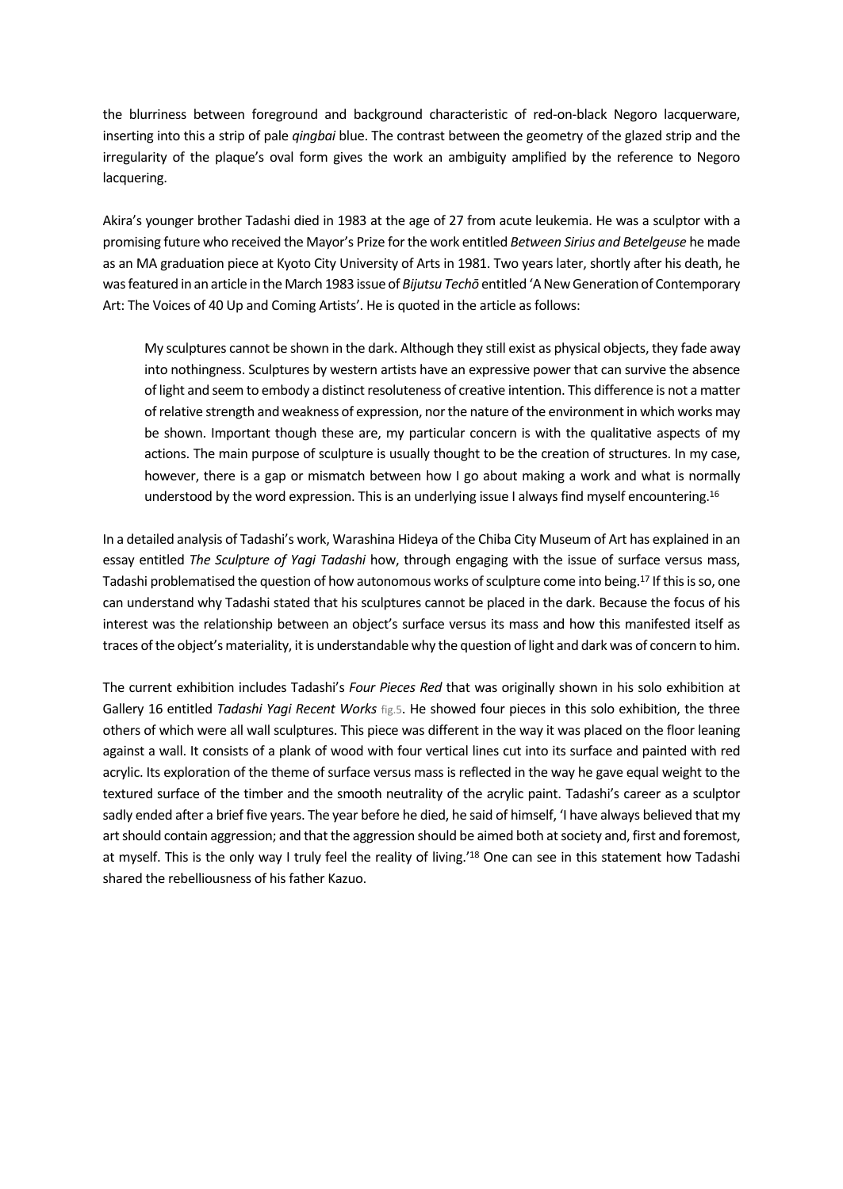the blurriness between foreground and background characteristic of red-on-black Negoro lacquerware, inserting into this a strip of pale *qingbai* blue. The contrast between the geometry of the glazed strip and the irregularity of the plaque's oval form gives the work an ambiguity amplified by the reference to Negoro lacquering.

Akira's younger brother Tadashi died in 1983 at the age of 27 from acute leukemia. He was a sculptor with a promising future who received the Mayor's Prize for the work entitled *Between Sirius and Betelgeuse* he made as an MA graduation piece at Kyoto City University of Arts in 1981. Two years later, shortly after his death, he was featured in an article in the March 1983 issue of *Bijutsu Techō* entitled 'A New Generation of Contemporary Art: The Voices of 40 Up and Coming Artists'. He is quoted in the article as follows:

> My sculptures cannot be shown in the dark. Although they still exist as physical objects, they fade away into nothingness. Sculptures by western artists have an expressive power that can survive the absence of light and seem to embody a distinct resoluteness of creative intention. This difference is not a matter of relative strength and weakness of expression, nor the nature of the environment in which works may be shown. Important though these are, my particular concern is with the qualitative aspects of my actions. The main purpose of sculpture is usually thought to be the creation of structures. In my case, however, there is a gap or mismatch between how I go about making a work and what is normally understood by the word expression. This is an underlying issue I always find myself encountering.[16]

In a detailed analysis of Tadashi's work, Warashina Hideya of the Chiba City Museum of Art has explained in an essay entitled *The Sculpture of Yagi Tadashi* how, through engaging with the issue of surface versus mass, Tadashi problematised the question of how autonomous works of sculpture come into being.[17] If this is so, one can understand why Tadashi stated that his sculptures cannot be placed in the dark. Because the focus of his interest was the relationship between an object's surface versus its mass and how this manifested itself as traces of the object's materiality, it is understandable why the question of light and dark was of concern to him.

The current exhibition includes Tadashi's *Four Pieces Red* that was originally shown in his solo exhibition at Gallery 16 entitled *Tadashi Yagi Recent Works* fig.5. He showed four pieces in this solo exhibition, the three others of which were all wall sculptures. This piece was different in the way it was placed on the floor leaning against a wall. It consists of a plank of wood with four vertical lines cut into its surface and painted with red acrylic. Its exploration of the theme of surface versus mass is reflected in the way he gave equal weight to the textured surface of the timber and the smooth neutrality of the acrylic paint. Tadashi's career as a sculptor sadly ended after a brief five years. The year before he died, he said of himself, 'I have always believed that my art should contain aggression; and that the aggression should be aimed both at society and, first and foremost, at myself. This is the only way I truly feel the reality of living.'[18] One can see in this statement how Tadashi shared the rebelliousness of his father Kazuo.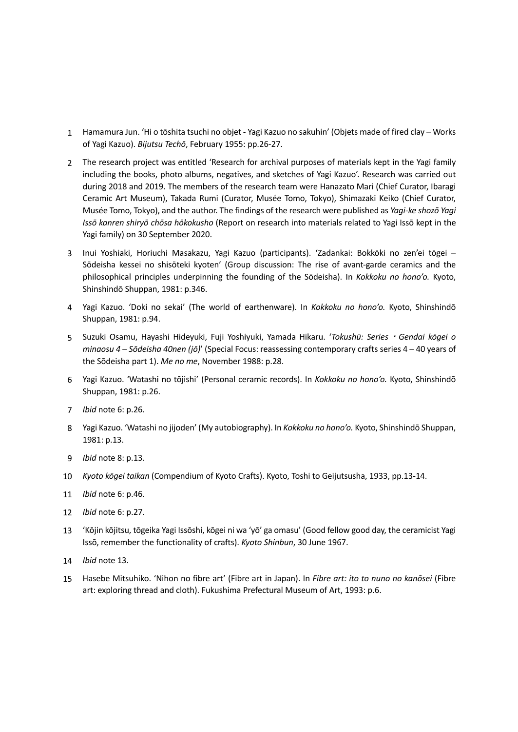1. Hamamura Jun. 'Hi o tōshita tsuchi no objet - Yagi Kazuo no sakuhin' (Objets made of fired clay – Works of Yagi Kazuo). *Bijutsu Techō*, February 1955: pp.26-27.

2. The research project was entitled 'Research for archival purposes of materials kept in the Yagi family including the books, photo albums, negatives, and sketches of Yagi Kazuo'. Research was carried out during 2018 and 2019. The members of the research team were Hanazato Mari (Chief Curator, Ibaragi Ceramic Art Museum), Takada Rumi (Curator, Musée Tomo, Tokyo), Shimazaki Keiko (Chief Curator, Musée Tomo, Tokyo), and the author. The findings of the research were published as *Yagi-ke shozō Yagi Issō kanren shiryō chōsa hōkokusho* (Report on research into materials related to Yagi Issō kept in the Yagi family) on 30 September 2020.

3. Inui Yoshiaki, Horiuchi Masakazu, Yagi Kazuo (participants). 'Zadankai: Bokkōki no zen'ei tōgei – Sōdeisha kessei no shisōteki kyoten' (Group discussion: The rise of avant-garde ceramics and the philosophical principles underpinning the founding of the Sōdeisha). In *Kokkoku no hono'o.* Kyoto, Shinshindō Shuppan, 1981: p.346.

4. Yagi Kazuo. 'Doki no sekai' (The world of earthenware). In *Kokkoku no hono'o.* Kyoto, Shinshindō Shuppan, 1981: p.94.

5. Suzuki Osamu, Hayashi Hideyuki, Fuji Yoshiyuki, Yamada Hikaru. '*Tokushū: Series・Gendai kōgei o minaosu 4 – Sōdeisha 40nen (jō)*' (Special Focus: reassessing contemporary crafts series 4 – 40 years of the Sōdeisha part 1). *Me no me*, November 1988: p.28.

6. Yagi Kazuo. 'Watashi no tōjishi' (Personal ceramic records). In *Kokkoku no hono'o.* Kyoto, Shinshindō Shuppan, 1981: p.26.

7. *Ibid* note 6: p.26.

8. Yagi Kazuo. 'Watashi no jijoden' (My autobiography). In *Kokkoku no hono'o.* Kyoto, Shinshindō Shuppan, 1981: p.13.

9. *Ibid* note 8: p.13.

10. *Kyoto kōgei taikan* (Compendium of Kyoto Crafts). Kyoto, Toshi to Geijutsusha, 1933, pp.13-14.

11. *Ibid* note 6: p.46.

12. *Ibid* note 6: p.27.

13. 'Kōjin kōjitsu, tōgeika Yagi Issōshi, kōgei ni wa 'yō' ga omasu' (Good fellow good day, the ceramicist Yagi Issō, remember the functionality of crafts). *Kyoto Shinbun*, 30 June 1967.

14. *Ibid* note 13.

15. Hasebe Mitsuhiko. 'Nihon no fibre art' (Fibre art in Japan). In *Fibre art: ito to nuno no kanōsei* (Fibre art: exploring thread and cloth). Fukushima Prefectural Museum of Art, 1993: p.6.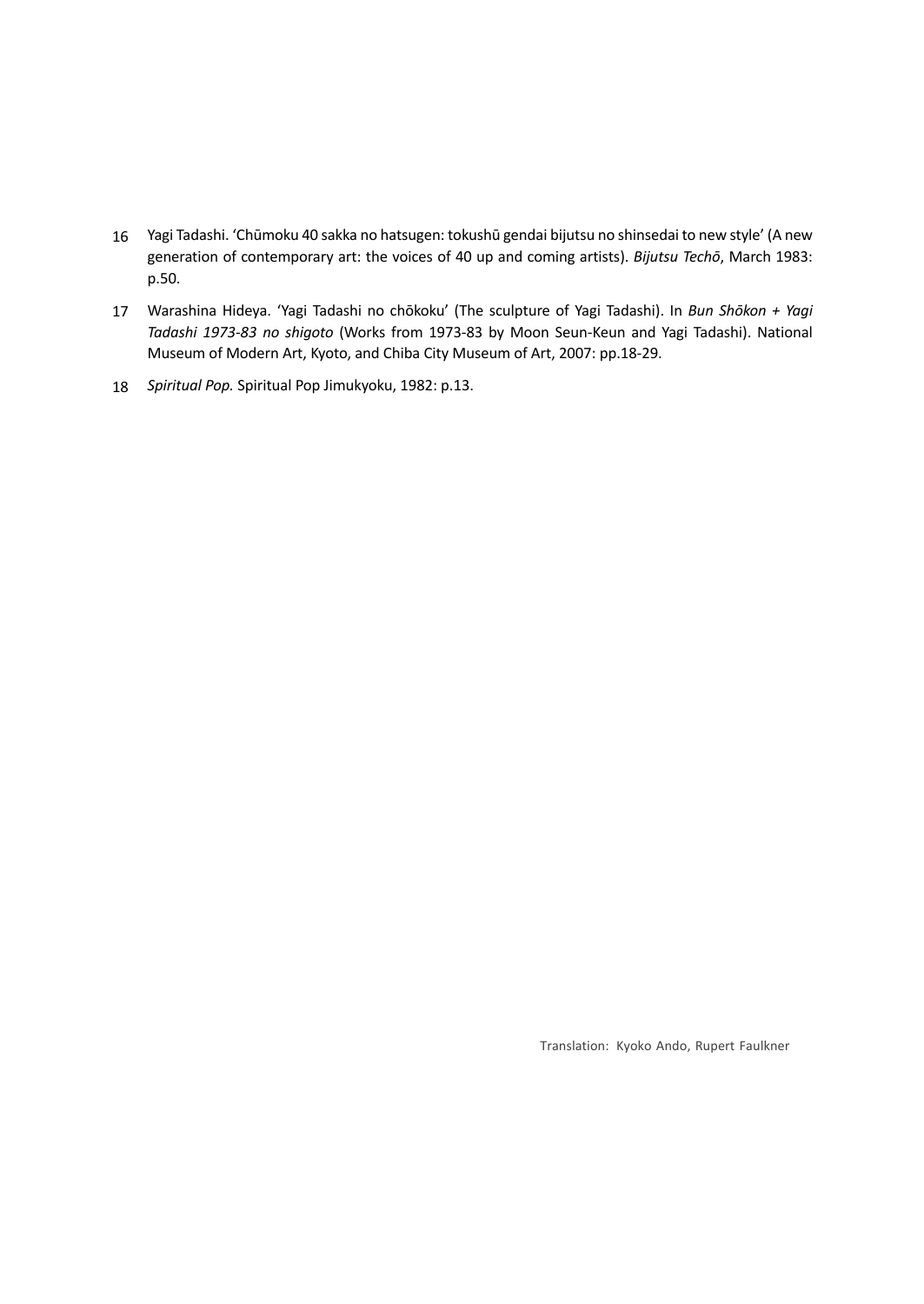16 Yagi Tadashi. 'Chūmoku 40 sakka no hatsugen: tokushū gendai bijutsu no shinsedai to new style' (A new generation of contemporary art: the voices of 40 up and coming artists). *Bijutsu Techō*, March 1983: p.50.

17 Warashina Hideya. 'Yagi Tadashi no chōkoku' (The sculpture of Yagi Tadashi). In *Bun Shōkon + Yagi Tadashi 1973-83 no shigoto* (Works from 1973-83 by Moon Seun-Keun and Yagi Tadashi). National Museum of Modern Art, Kyoto, and Chiba City Museum of Art, 2007: pp.18-29.

18 *Spiritual Pop.* Spiritual Pop Jimukyoku, 1982: p.13.

Translation: Kyoko Ando, Rupert Faulkner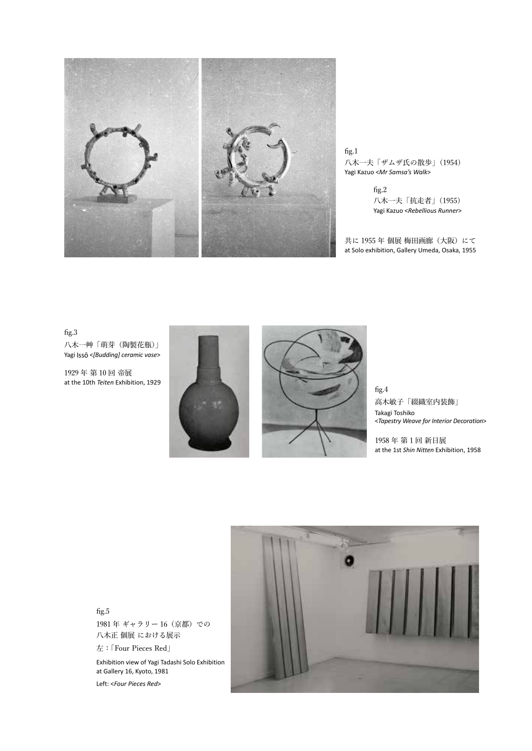fig.1
八木一夫「ザムザ氏の散歩」（1954）
Yagi Kazuo <*Mr Samsa's Walk*>

fig.2
八木一夫「抗走者」（1955）
Yagi Kazuo <*Rebellious Runner*>

共に 1955 年 個展 梅田画廊（大阪）にて
at Solo exhibition, Gallery Umeda, Osaka, 1955

fig.3
八木一艸「萌芽（陶製花瓶）」
Yagi Issō <*[Budding] ceramic vase*>

1929 年 第 10 回 帝展
at the 10th *Teiten* Exhibition, 1929

fig.4
高木敏子「綴織室内装飾」
Takagi Toshiko
<*Tapestry Weave for Interior Decoration*>

1958 年 第 1 回 新日展
at the 1st *Shin Nitten* Exhibition, 1958

fig.5
1981 年 ギャラリー 16（京都）での
八木正 個展 における展示
左：「Four Pieces Red」

Exhibition view of Yagi Tadashi Solo Exhibition at Gallery 16, Kyoto, 1981

Left: <*Four Pieces Red*>